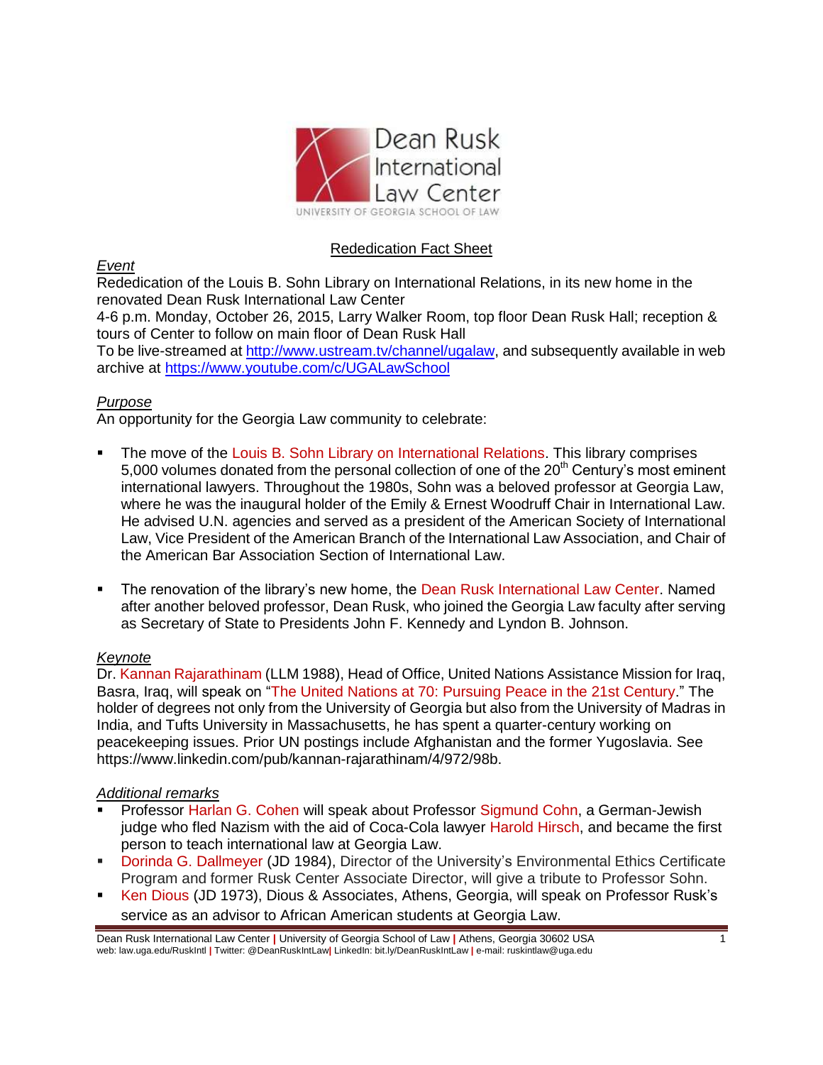Dean Rusk International Law Center
UNIVERSITY OF GEORGIA SCHOOL OF LAW

## Rededication Fact Sheet

*Event*

Rededication of the Louis B. Sohn Library on International Relations, in its new home in the renovated Dean Rusk International Law Center

4-6 p.m. Monday, October 26, 2015, Larry Walker Room, top floor Dean Rusk Hall; reception & tours of Center to follow on main floor of Dean Rusk Hall

To be live-streamed at http://www.ustream.tv/channel/ugalaw, and subsequently available in web archive at https://www.youtube.com/c/UGALawSchool

*Purpose*

An opportunity for the Georgia Law community to celebrate:

- The move of the Louis B. Sohn Library on International Relations. This library comprises 5,000 volumes donated from the personal collection of one of the 20th Century's most eminent international lawyers. Throughout the 1980s, Sohn was a beloved professor at Georgia Law, where he was the inaugural holder of the Emily & Ernest Woodruff Chair in International Law. He advised U.N. agencies and served as a president of the American Society of International Law, Vice President of the American Branch of the International Law Association, and Chair of the American Bar Association Section of International Law.

- The renovation of the library's new home, the Dean Rusk International Law Center. Named after another beloved professor, Dean Rusk, who joined the Georgia Law faculty after serving as Secretary of State to Presidents John F. Kennedy and Lyndon B. Johnson.

*Keynote*

Dr. Kannan Rajarathinam (LLM 1988), Head of Office, United Nations Assistance Mission for Iraq, Basra, Iraq, will speak on "The United Nations at 70: Pursuing Peace in the 21st Century." The holder of degrees not only from the University of Georgia but also from the University of Madras in India, and Tufts University in Massachusetts, he has spent a quarter-century working on peacekeeping issues. Prior UN postings include Afghanistan and the former Yugoslavia. See https://www.linkedin.com/pub/kannan-rajarathinam/4/972/98b.

*Additional remarks*

- Professor Harlan G. Cohen will speak about Professor Sigmund Cohn, a German-Jewish judge who fled Nazism with the aid of Coca-Cola lawyer Harold Hirsch, and became the first person to teach international law at Georgia Law.
- Dorinda G. Dallmeyer (JD 1984), Director of the University's Environmental Ethics Certificate Program and former Rusk Center Associate Director, will give a tribute to Professor Sohn.
- Ken Dious (JD 1973), Dious & Associates, Athens, Georgia, will speak on Professor Rusk's service as an advisor to African American students at Georgia Law.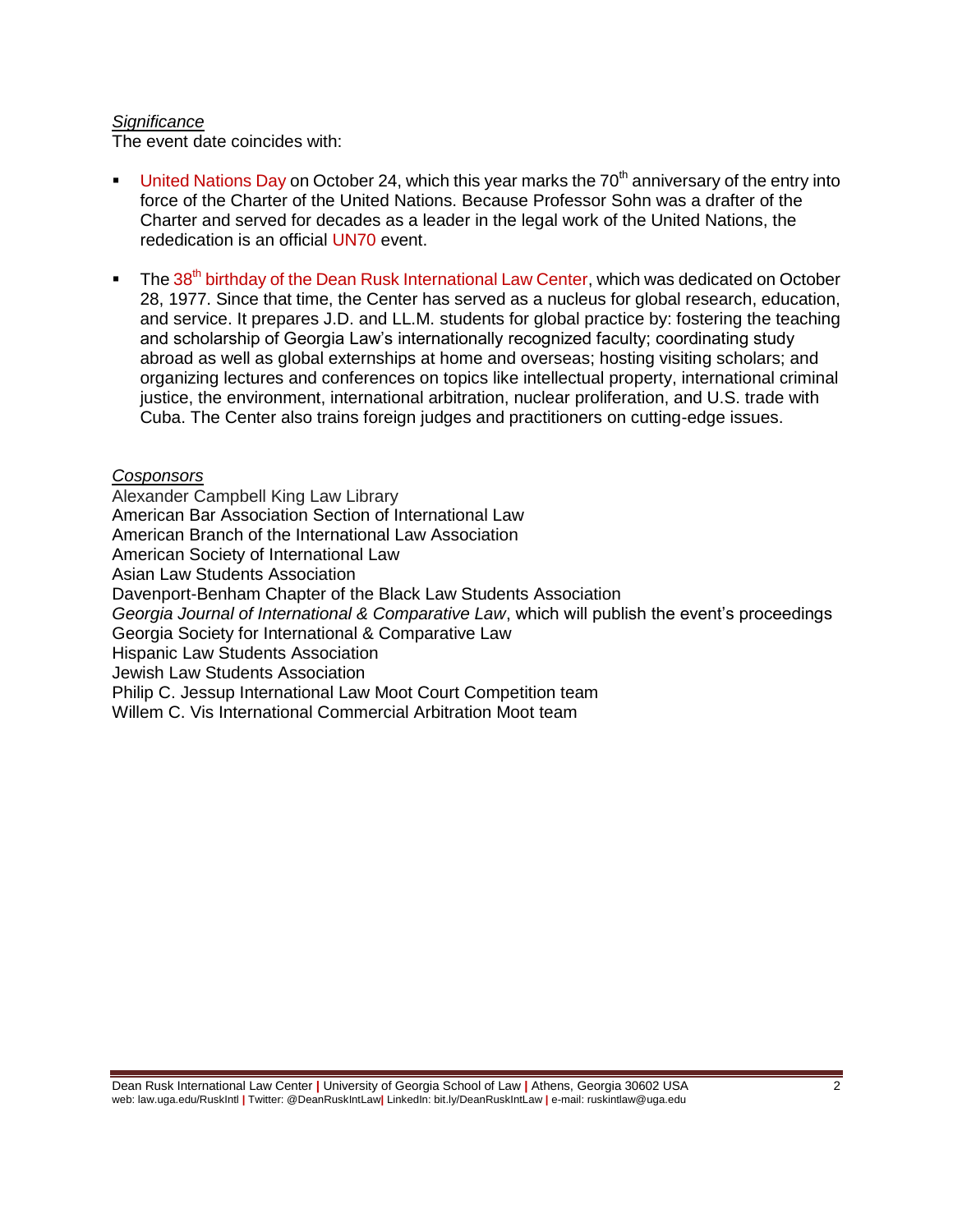*Significance*

The event date coincides with:

- United Nations Day on October 24, which this year marks the 70th anniversary of the entry into force of the Charter of the United Nations. Because Professor Sohn was a drafter of the Charter and served for decades as a leader in the legal work of the United Nations, the rededication is an official UN70 event.
- The 38th birthday of the Dean Rusk International Law Center, which was dedicated on October 28, 1977. Since that time, the Center has served as a nucleus for global research, education, and service. It prepares J.D. and LL.M. students for global practice by: fostering the teaching and scholarship of Georgia Law's internationally recognized faculty; coordinating study abroad as well as global externships at home and overseas; hosting visiting scholars; and organizing lectures and conferences on topics like intellectual property, international criminal justice, the environment, international arbitration, nuclear proliferation, and U.S. trade with Cuba. The Center also trains foreign judges and practitioners on cutting-edge issues.

*Cosponsors*

Alexander Campbell King Law Library
American Bar Association Section of International Law
American Branch of the International Law Association
American Society of International Law
Asian Law Students Association
Davenport-Benham Chapter of the Black Law Students Association
*Georgia Journal of International & Comparative Law*, which will publish the event's proceedings
Georgia Society for International & Comparative Law
Hispanic Law Students Association
Jewish Law Students Association
Philip C. Jessup International Law Moot Court Competition team
Willem C. Vis International Commercial Arbitration Moot team